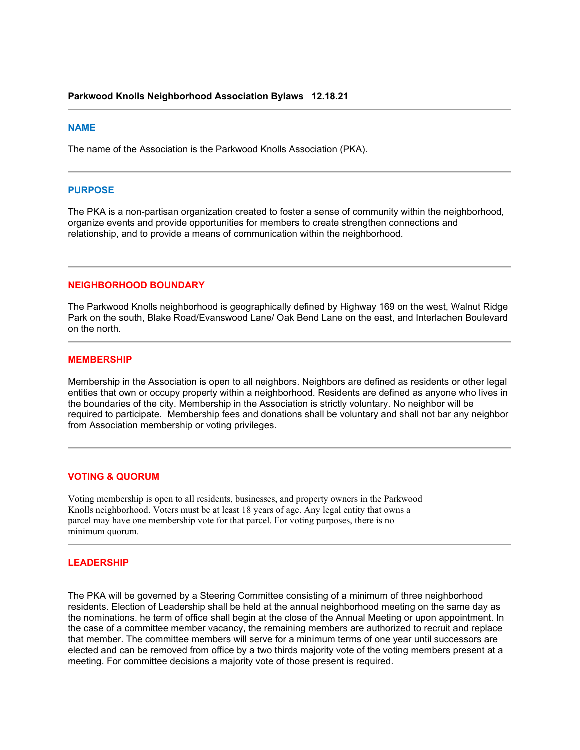**Parkwood Knolls Neighborhood Association Bylaws 12.18.21**

---

## NAME

The name of the Association is the Parkwood Knolls Association (PKA).

---

## PURPOSE

The PKA is a non-partisan organization created to foster a sense of community within the neighborhood, organize events and provide opportunities for members to create strengthen connections and relationship, and to provide a means of communication within the neighborhood.

---

## NEIGHBORHOOD BOUNDARY

The Parkwood Knolls neighborhood is geographically defined by Highway 169 on the west, Walnut Ridge Park on the south, Blake Road/Evanswood Lane/ Oak Bend Lane on the east, and Interlachen Boulevard on the north.

---

## MEMBERSHIP

Membership in the Association is open to all neighbors. Neighbors are defined as residents or other legal entities that own or occupy property within a neighborhood. Residents are defined as anyone who lives in the boundaries of the city. Membership in the Association is strictly voluntary. No neighbor will be required to participate. Membership fees and donations shall be voluntary and shall not bar any neighbor from Association membership or voting privileges.

---

## VOTING & QUORUM

Voting membership is open to all residents, businesses, and property owners in the Parkwood Knolls neighborhood. Voters must be at least 18 years of age. Any legal entity that owns a parcel may have one membership vote for that parcel. For voting purposes, there is no minimum quorum.

---

## LEADERSHIP

The PKA will be governed by a Steering Committee consisting of a minimum of three neighborhood residents. Election of Leadership shall be held at the annual neighborhood meeting on the same day as the nominations. he term of office shall begin at the close of the Annual Meeting or upon appointment. In the case of a committee member vacancy, the remaining members are authorized to recruit and replace that member. The committee members will serve for a minimum terms of one year until successors are elected and can be removed from office by a two thirds majority vote of the voting members present at a meeting. For committee decisions a majority vote of those present is required.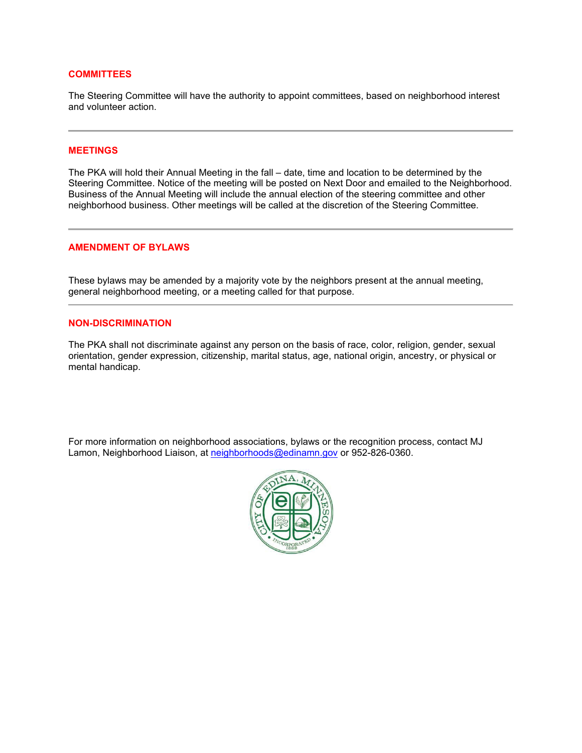## COMMITTEES

The Steering Committee will have the authority to appoint committees, based on neighborhood interest and volunteer action.

---

## MEETINGS

The PKA will hold their Annual Meeting in the fall – date, time and location to be determined by the Steering Committee. Notice of the meeting will be posted on Next Door and emailed to the Neighborhood. Business of the Annual Meeting will include the annual election of the steering committee and other neighborhood business. Other meetings will be called at the discretion of the Steering Committee.

---

## AMENDMENT OF BYLAWS

These bylaws may be amended by a majority vote by the neighbors present at the annual meeting, general neighborhood meeting, or a meeting called for that purpose.

---

## NON-DISCRIMINATION

The PKA shall not discriminate against any person on the basis of race, color, religion, gender, sexual orientation, gender expression, citizenship, marital status, age, national origin, ancestry, or physical or mental handicap.

For more information on neighborhood associations, bylaws or the recognition process, contact MJ Lamon, Neighborhood Liaison, at [neighborhoods@edinamn.gov](mailto:neighborhoods@edinamn.gov) or 952-826-0360.